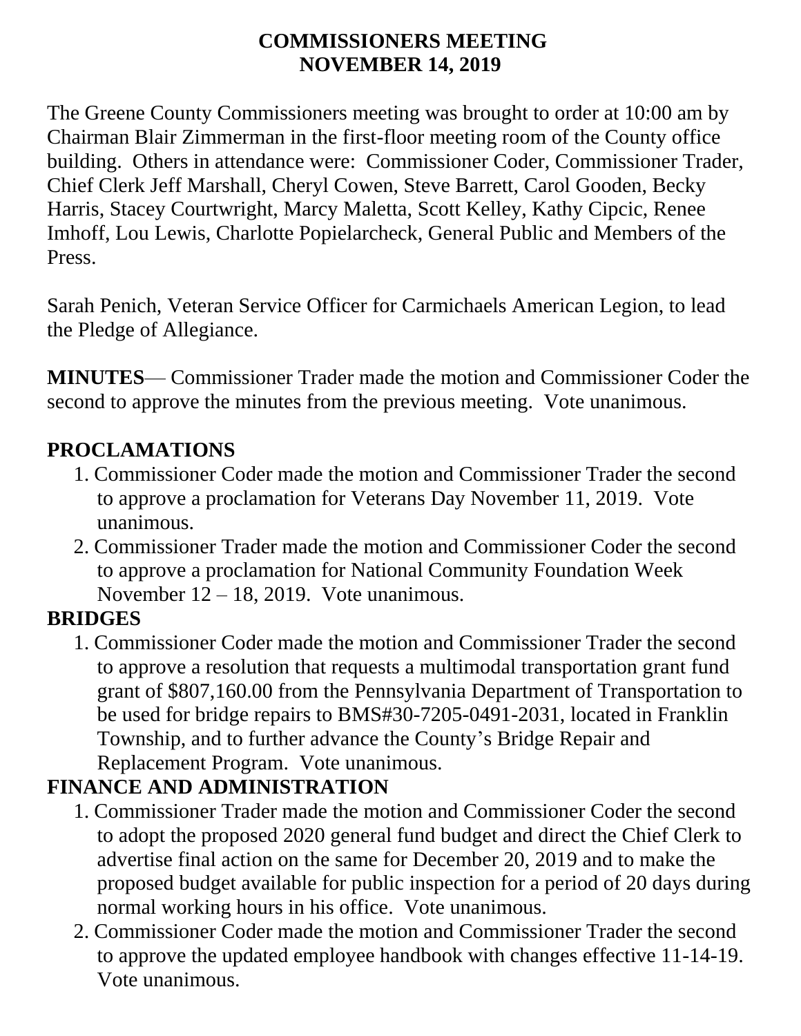**COMMISSIONERS MEETING**
**NOVEMBER 14, 2019**

The Greene County Commissioners meeting was brought to order at 10:00 am by Chairman Blair Zimmerman in the first-floor meeting room of the County office building. Others in attendance were: Commissioner Coder, Commissioner Trader, Chief Clerk Jeff Marshall, Cheryl Cowen, Steve Barrett, Carol Gooden, Becky Harris, Stacey Courtwright, Marcy Maletta, Scott Kelley, Kathy Cipcic, Renee Imhoff, Lou Lewis, Charlotte Popielarcheck, General Public and Members of the Press.

Sarah Penich, Veteran Service Officer for Carmichaels American Legion, to lead the Pledge of Allegiance.

**MINUTES**— Commissioner Trader made the motion and Commissioner Coder the second to approve the minutes from the previous meeting. Vote unanimous.

**PROCLAMATIONS**

1. Commissioner Coder made the motion and Commissioner Trader the second to approve a proclamation for Veterans Day November 11, 2019. Vote unanimous.
2. Commissioner Trader made the motion and Commissioner Coder the second to approve a proclamation for National Community Foundation Week November 12 – 18, 2019. Vote unanimous.

**BRIDGES**

1. Commissioner Coder made the motion and Commissioner Trader the second to approve a resolution that requests a multimodal transportation grant fund grant of $807,160.00 from the Pennsylvania Department of Transportation to be used for bridge repairs to BMS#30-7205-0491-2031, located in Franklin Township, and to further advance the County's Bridge Repair and Replacement Program. Vote unanimous.

**FINANCE AND ADMINISTRATION**

1. Commissioner Trader made the motion and Commissioner Coder the second to adopt the proposed 2020 general fund budget and direct the Chief Clerk to advertise final action on the same for December 20, 2019 and to make the proposed budget available for public inspection for a period of 20 days during normal working hours in his office. Vote unanimous.
2. Commissioner Coder made the motion and Commissioner Trader the second to approve the updated employee handbook with changes effective 11-14-19. Vote unanimous.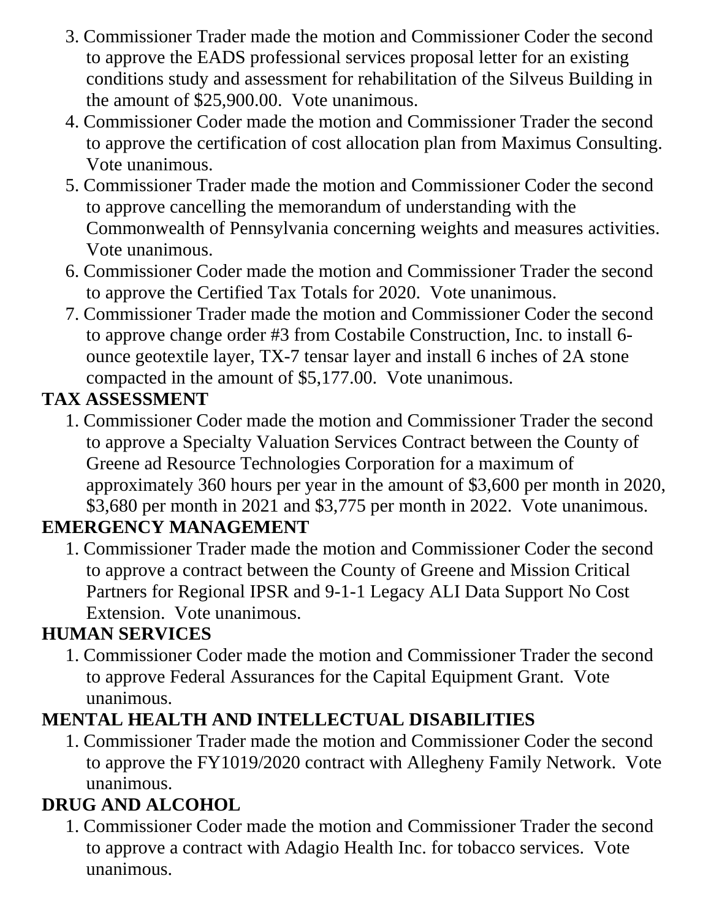3. Commissioner Trader made the motion and Commissioner Coder the second to approve the EADS professional services proposal letter for an existing conditions study and assessment for rehabilitation of the Silveus Building in the amount of $25,900.00. Vote unanimous.
4. Commissioner Coder made the motion and Commissioner Trader the second to approve the certification of cost allocation plan from Maximus Consulting. Vote unanimous.
5. Commissioner Trader made the motion and Commissioner Coder the second to approve cancelling the memorandum of understanding with the Commonwealth of Pennsylvania concerning weights and measures activities. Vote unanimous.
6. Commissioner Coder made the motion and Commissioner Trader the second to approve the Certified Tax Totals for 2020. Vote unanimous.
7. Commissioner Trader made the motion and Commissioner Coder the second to approve change order #3 from Costabile Construction, Inc. to install 6-ounce geotextile layer, TX-7 tensar layer and install 6 inches of 2A stone compacted in the amount of $5,177.00. Vote unanimous.

**TAX ASSESSMENT**

1. Commissioner Coder made the motion and Commissioner Trader the second to approve a Specialty Valuation Services Contract between the County of Greene ad Resource Technologies Corporation for a maximum of approximately 360 hours per year in the amount of $3,600 per month in 2020, $3,680 per month in 2021 and $3,775 per month in 2022. Vote unanimous.

**EMERGENCY MANAGEMENT**

1. Commissioner Trader made the motion and Commissioner Coder the second to approve a contract between the County of Greene and Mission Critical Partners for Regional IPSR and 9-1-1 Legacy ALI Data Support No Cost Extension. Vote unanimous.

**HUMAN SERVICES**

1. Commissioner Coder made the motion and Commissioner Trader the second to approve Federal Assurances for the Capital Equipment Grant. Vote unanimous.

**MENTAL HEALTH AND INTELLECTUAL DISABILITIES**

1. Commissioner Trader made the motion and Commissioner Coder the second to approve the FY1019/2020 contract with Allegheny Family Network. Vote unanimous.

**DRUG AND ALCOHOL**

1. Commissioner Coder made the motion and Commissioner Trader the second to approve a contract with Adagio Health Inc. for tobacco services. Vote unanimous.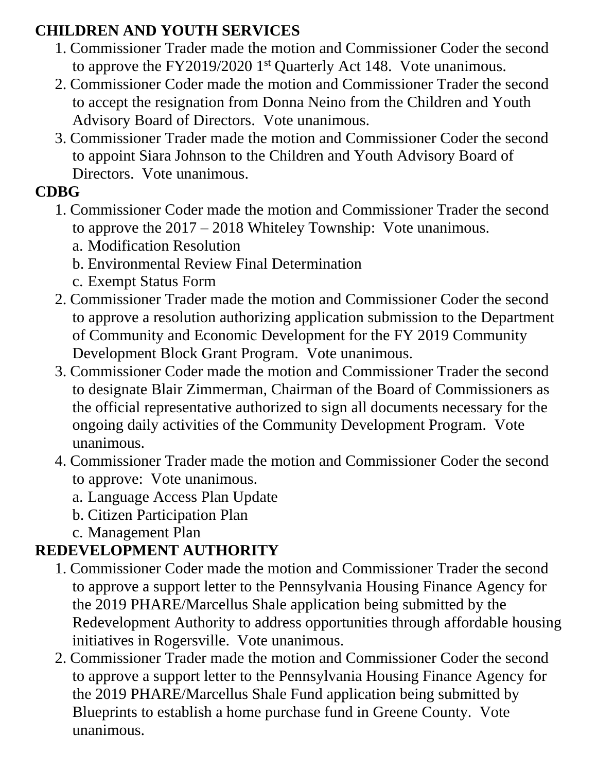**CHILDREN AND YOUTH SERVICES**

1. Commissioner Trader made the motion and Commissioner Coder the second to approve the FY2019/2020 1st Quarterly Act 148. Vote unanimous.
2. Commissioner Coder made the motion and Commissioner Trader the second to accept the resignation from Donna Neino from the Children and Youth Advisory Board of Directors. Vote unanimous.
3. Commissioner Trader made the motion and Commissioner Coder the second to appoint Siara Johnson to the Children and Youth Advisory Board of Directors. Vote unanimous.

**CDBG**

1. Commissioner Coder made the motion and Commissioner Trader the second to approve the 2017 – 2018 Whiteley Township: Vote unanimous.
   a. Modification Resolution
   b. Environmental Review Final Determination
   c. Exempt Status Form
2. Commissioner Trader made the motion and Commissioner Coder the second to approve a resolution authorizing application submission to the Department of Community and Economic Development for the FY 2019 Community Development Block Grant Program. Vote unanimous.
3. Commissioner Coder made the motion and Commissioner Trader the second to designate Blair Zimmerman, Chairman of the Board of Commissioners as the official representative authorized to sign all documents necessary for the ongoing daily activities of the Community Development Program. Vote unanimous.
4. Commissioner Trader made the motion and Commissioner Coder the second to approve: Vote unanimous.
   a. Language Access Plan Update
   b. Citizen Participation Plan
   c. Management Plan

**REDEVELOPMENT AUTHORITY**

1. Commissioner Coder made the motion and Commissioner Trader the second to approve a support letter to the Pennsylvania Housing Finance Agency for the 2019 PHARE/Marcellus Shale application being submitted by the Redevelopment Authority to address opportunities through affordable housing initiatives in Rogersville. Vote unanimous.
2. Commissioner Trader made the motion and Commissioner Coder the second to approve a support letter to the Pennsylvania Housing Finance Agency for the 2019 PHARE/Marcellus Shale Fund application being submitted by Blueprints to establish a home purchase fund in Greene County. Vote unanimous.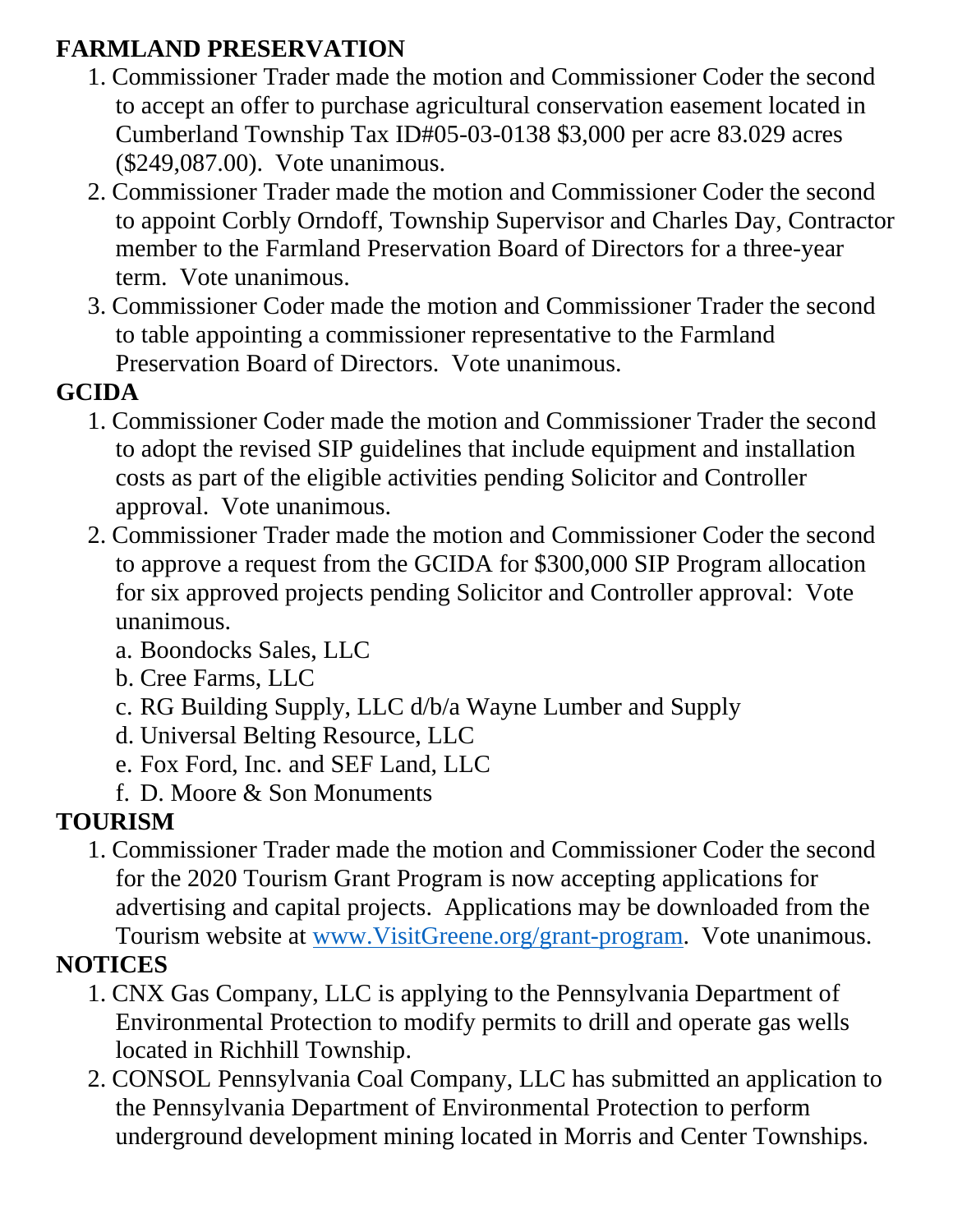**FARMLAND PRESERVATION**

1. Commissioner Trader made the motion and Commissioner Coder the second to accept an offer to purchase agricultural conservation easement located in Cumberland Township Tax ID#05-03-0138 $3,000 per acre 83.029 acres ($249,087.00). Vote unanimous.
2. Commissioner Trader made the motion and Commissioner Coder the second to appoint Corbly Orndoff, Township Supervisor and Charles Day, Contractor member to the Farmland Preservation Board of Directors for a three-year term. Vote unanimous.
3. Commissioner Coder made the motion and Commissioner Trader the second to table appointing a commissioner representative to the Farmland Preservation Board of Directors. Vote unanimous.

**GCIDA**

1. Commissioner Coder made the motion and Commissioner Trader the second to adopt the revised SIP guidelines that include equipment and installation costs as part of the eligible activities pending Solicitor and Controller approval. Vote unanimous.
2. Commissioner Trader made the motion and Commissioner Coder the second to approve a request from the GCIDA for $300,000 SIP Program allocation for six approved projects pending Solicitor and Controller approval: Vote unanimous.
   a. Boondocks Sales, LLC
   b. Cree Farms, LLC
   c. RG Building Supply, LLC d/b/a Wayne Lumber and Supply
   d. Universal Belting Resource, LLC
   e. Fox Ford, Inc. and SEF Land, LLC
   f. D. Moore & Son Monuments

**TOURISM**

1. Commissioner Trader made the motion and Commissioner Coder the second for the 2020 Tourism Grant Program is now accepting applications for advertising and capital projects. Applications may be downloaded from the Tourism website at [www.VisitGreene.org/grant-program](www.VisitGreene.org/grant-program). Vote unanimous.

**NOTICES**

1. CNX Gas Company, LLC is applying to the Pennsylvania Department of Environmental Protection to modify permits to drill and operate gas wells located in Richhill Township.
2. CONSOL Pennsylvania Coal Company, LLC has submitted an application to the Pennsylvania Department of Environmental Protection to perform underground development mining located in Morris and Center Townships.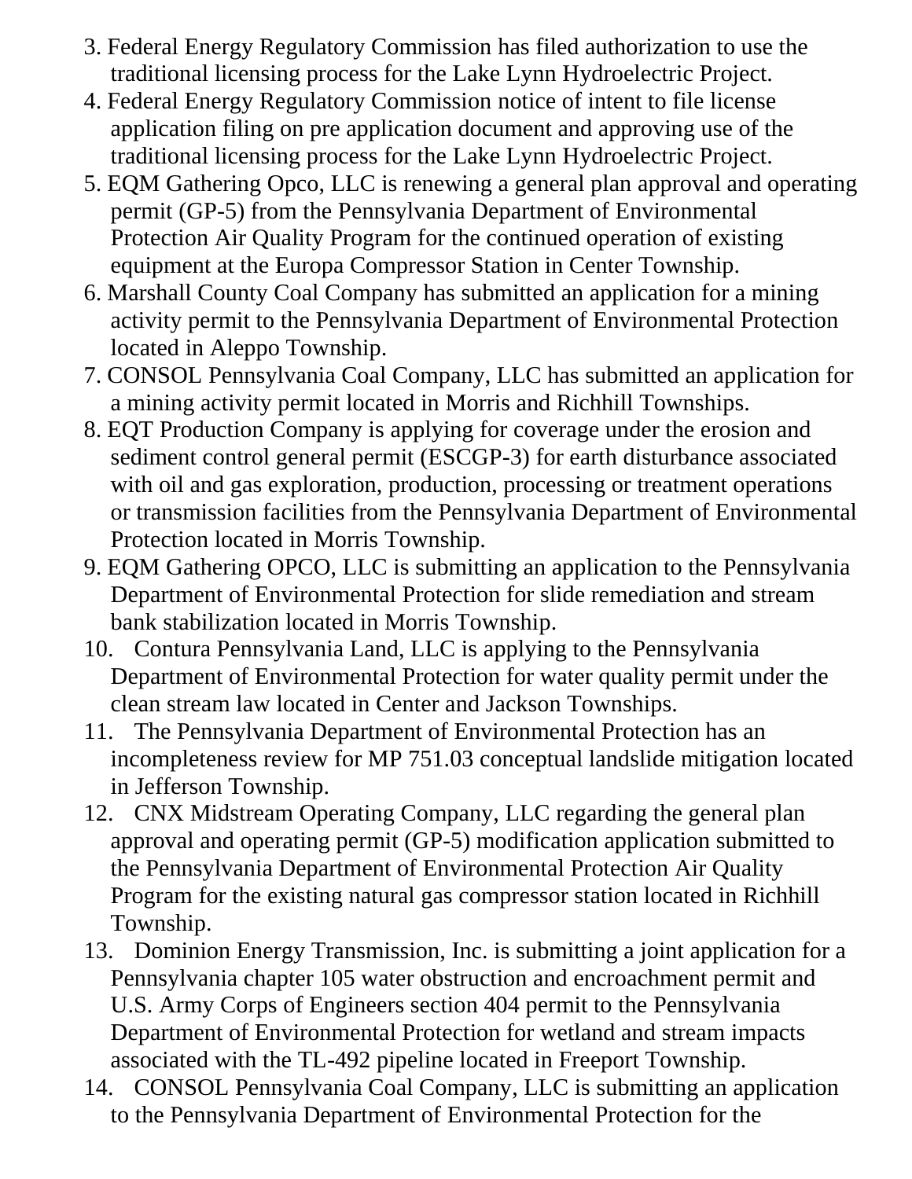3. Federal Energy Regulatory Commission has filed authorization to use the traditional licensing process for the Lake Lynn Hydroelectric Project.
4. Federal Energy Regulatory Commission notice of intent to file license application filing on pre application document and approving use of the traditional licensing process for the Lake Lynn Hydroelectric Project.
5. EQM Gathering Opco, LLC is renewing a general plan approval and operating permit (GP-5) from the Pennsylvania Department of Environmental Protection Air Quality Program for the continued operation of existing equipment at the Europa Compressor Station in Center Township.
6. Marshall County Coal Company has submitted an application for a mining activity permit to the Pennsylvania Department of Environmental Protection located in Aleppo Township.
7. CONSOL Pennsylvania Coal Company, LLC has submitted an application for a mining activity permit located in Morris and Richhill Townships.
8. EQT Production Company is applying for coverage under the erosion and sediment control general permit (ESCGP-3) for earth disturbance associated with oil and gas exploration, production, processing or treatment operations or transmission facilities from the Pennsylvania Department of Environmental Protection located in Morris Township.
9. EQM Gathering OPCO, LLC is submitting an application to the Pennsylvania Department of Environmental Protection for slide remediation and stream bank stabilization located in Morris Township.
10. Contura Pennsylvania Land, LLC is applying to the Pennsylvania Department of Environmental Protection for water quality permit under the clean stream law located in Center and Jackson Townships.
11. The Pennsylvania Department of Environmental Protection has an incompleteness review for MP 751.03 conceptual landslide mitigation located in Jefferson Township.
12. CNX Midstream Operating Company, LLC regarding the general plan approval and operating permit (GP-5) modification application submitted to the Pennsylvania Department of Environmental Protection Air Quality Program for the existing natural gas compressor station located in Richhill Township.
13. Dominion Energy Transmission, Inc. is submitting a joint application for a Pennsylvania chapter 105 water obstruction and encroachment permit and U.S. Army Corps of Engineers section 404 permit to the Pennsylvania Department of Environmental Protection for wetland and stream impacts associated with the TL-492 pipeline located in Freeport Township.
14. CONSOL Pennsylvania Coal Company, LLC is submitting an application to the Pennsylvania Department of Environmental Protection for the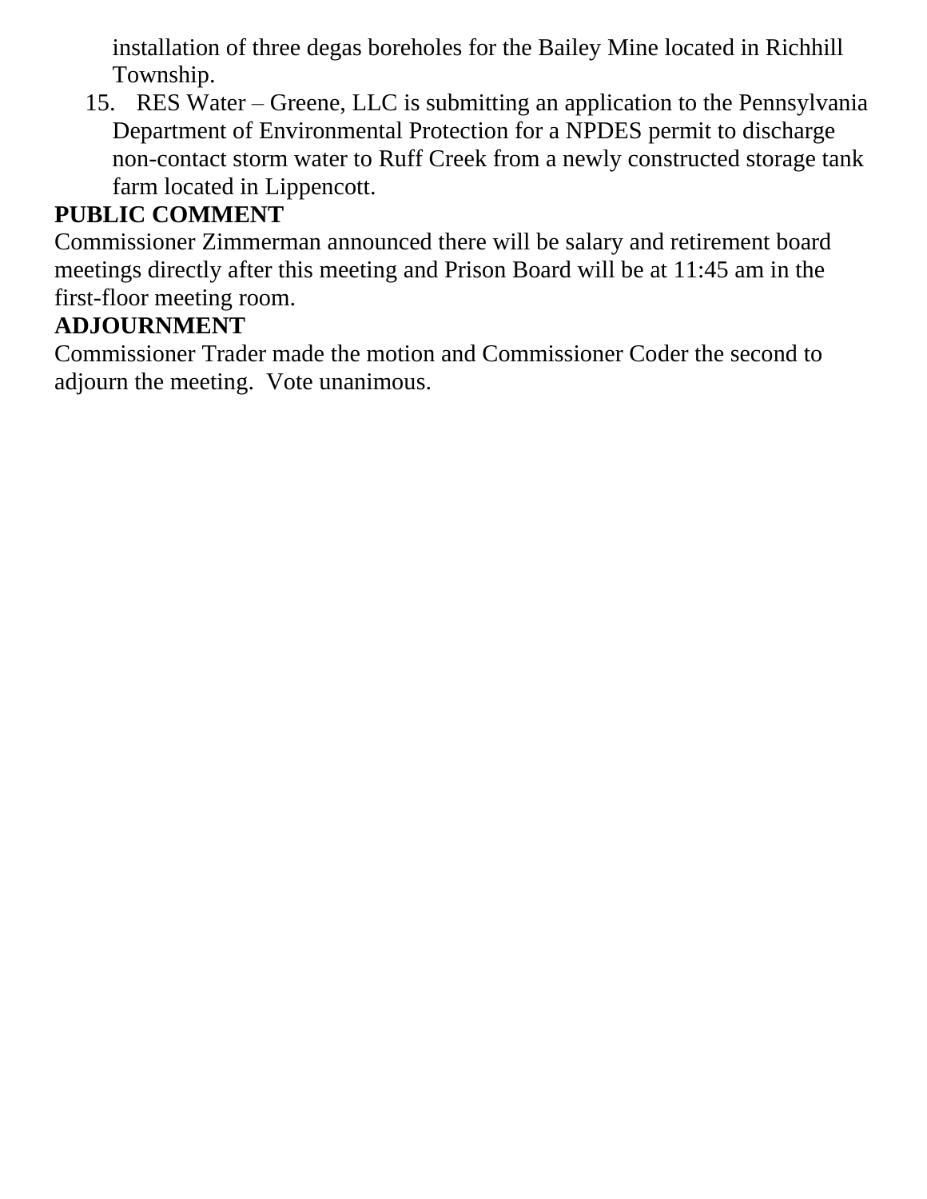installation of three degas boreholes for the Bailey Mine located in Richhill Township.

15. RES Water – Greene, LLC is submitting an application to the Pennsylvania Department of Environmental Protection for a NPDES permit to discharge non-contact storm water to Ruff Creek from a newly constructed storage tank farm located in Lippencott.

**PUBLIC COMMENT**

Commissioner Zimmerman announced there will be salary and retirement board meetings directly after this meeting and Prison Board will be at 11:45 am in the first-floor meeting room.

**ADJOURNMENT**

Commissioner Trader made the motion and Commissioner Coder the second to adjourn the meeting. Vote unanimous.